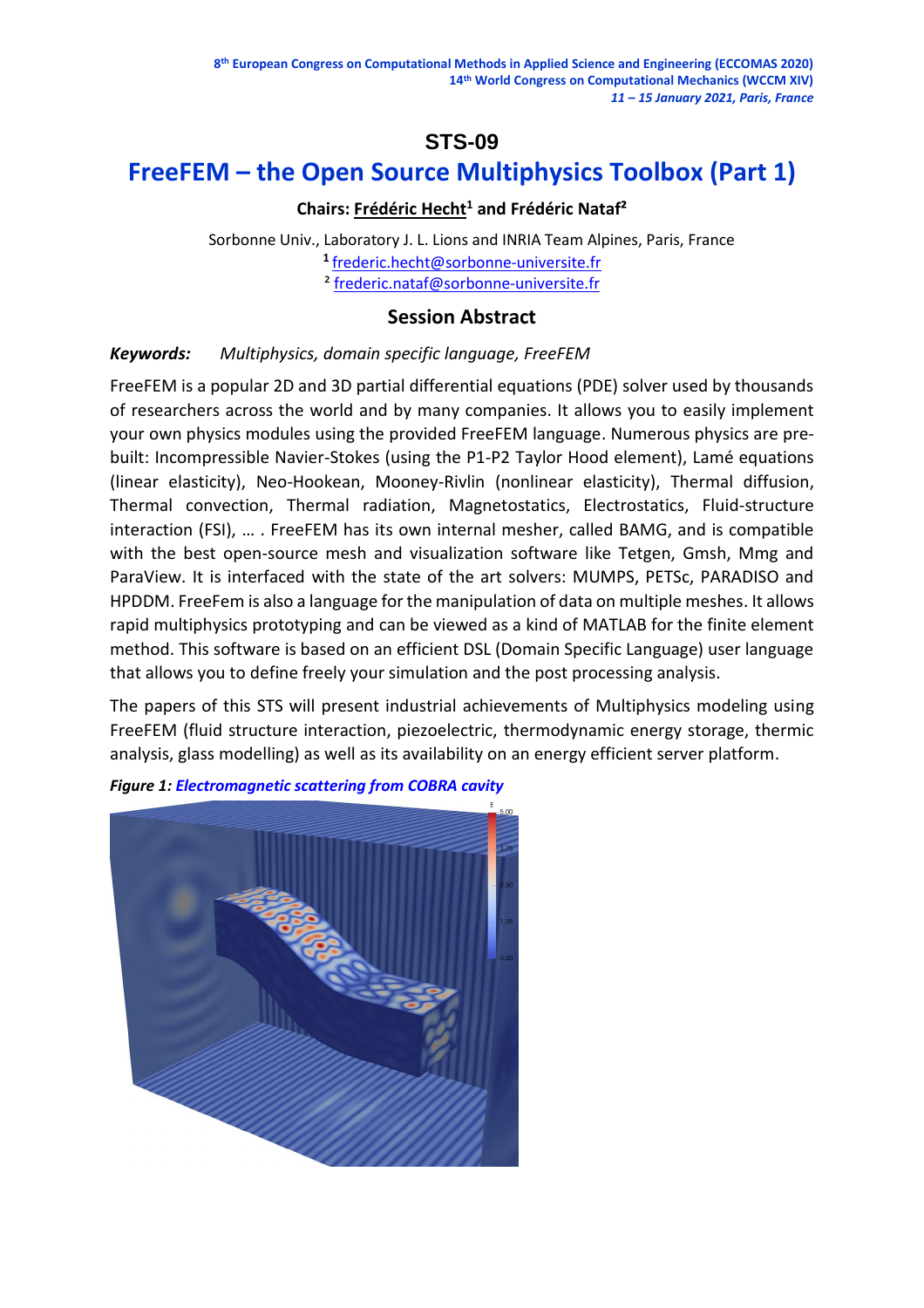8[th] European Congress on Computational Methods in Applied Science and Engineering (ECCOMAS 2020)
14[th] World Congress on Computational Mechanics (WCCM XIV)
*11 – 15 January 2021, Paris, France*

# STS-09

# FreeFEM – the Open Source Multiphysics Toolbox (Part 1)

**Chairs: Frédéric Hecht[1] and Frédéric Nataf[2]**

Sorbonne Univ., Laboratory J. L. Lions and INRIA Team Alpines, Paris, France
[1] frederic.hecht@sorbonne-universite.fr
[2] frederic.nataf@sorbonne-universite.fr

## Session Abstract

***Keywords:*** *Multiphysics, domain specific language, FreeFEM*

FreeFEM is a popular 2D and 3D partial differential equations (PDE) solver used by thousands of researchers across the world and by many companies. It allows you to easily implement your own physics modules using the provided FreeFEM language. Numerous physics are pre-built: Incompressible Navier-Stokes (using the P1-P2 Taylor Hood element), Lamé equations (linear elasticity), Neo-Hookean, Mooney-Rivlin (nonlinear elasticity), Thermal diffusion, Thermal convection, Thermal radiation, Magnetostatics, Electrostatics, Fluid-structure interaction (FSI), … . FreeFEM has its own internal mesher, called BAMG, and is compatible with the best open-source mesh and visualization software like Tetgen, Gmsh, Mmg and ParaView. It is interfaced with the state of the art solvers: MUMPS, PETSc, PARADISO and HPDDM. FreeFem is also a language for the manipulation of data on multiple meshes. It allows rapid multiphysics prototyping and can be viewed as a kind of MATLAB for the finite element method. This software is based on an efficient DSL (Domain Specific Language) user language that allows you to define freely your simulation and the post processing analysis.

The papers of this STS will present industrial achievements of Multiphysics modeling using FreeFEM (fluid structure interaction, piezoelectric, thermodynamic energy storage, thermic analysis, glass modelling) as well as its availability on an energy efficient server platform.

***Figure 1:*** ***Electromagnetic scattering from COBRA cavity***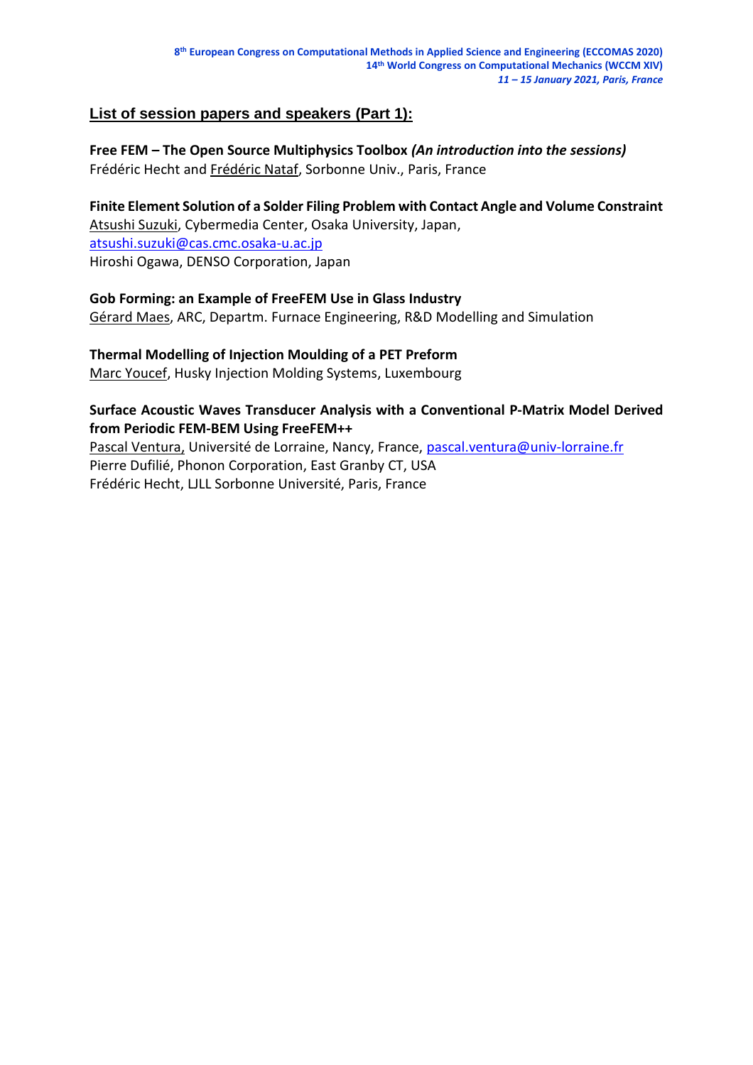## List of session papers and speakers (Part 1):

**Free FEM – The Open Source Multiphysics Toolbox** ***(An introduction into the sessions)***
Frédéric Hecht and Frédéric Nataf, Sorbonne Univ., Paris, France

**Finite Element Solution of a Solder Filing Problem with Contact Angle and Volume Constraint**
Atsushi Suzuki, Cybermedia Center, Osaka University, Japan,
atsushi.suzuki@cas.cmc.osaka-u.ac.jp
Hiroshi Ogawa, DENSO Corporation, Japan

**Gob Forming: an Example of FreeFEM Use in Glass Industry**
Gérard Maes, ARC, Departm. Furnace Engineering, R&D Modelling and Simulation

**Thermal Modelling of Injection Moulding of a PET Preform**
Marc Youcef, Husky Injection Molding Systems, Luxembourg

**Surface Acoustic Waves Transducer Analysis with a Conventional P-Matrix Model Derived from Periodic FEM-BEM Using FreeFEM++**
Pascal Ventura, Université de Lorraine, Nancy, France, pascal.ventura@univ-lorraine.fr
Pierre Dufilié, Phonon Corporation, East Granby CT, USA
Frédéric Hecht, LJLL Sorbonne Université, Paris, France